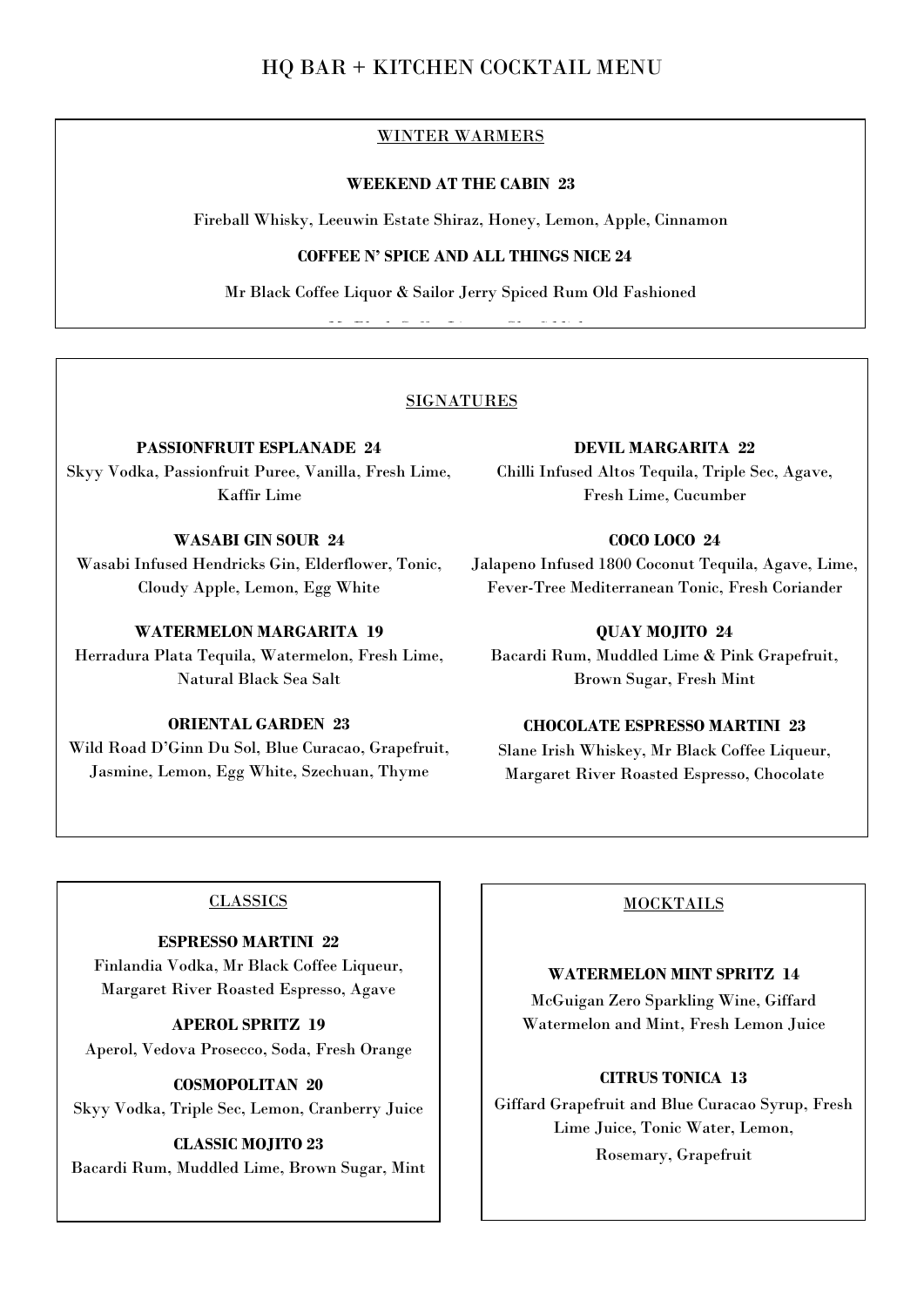# HQ BAR + KITCHEN COCKTAIL MENU

## WINTER WARMERS

**WEEKEND AT THE CABIN 23**

Fireball Whisky, Leeuwin Estate Shiraz, Honey, Lemon, Apple, Cinnamon

**COFFEE N' SPICE AND ALL THINGS NICE 24**

Mr Black Coffee Liquor & Sailor Jerry Spiced Rum Old Fashioned

## SIGNATURES

**PASSIONFRUIT ESPLANADE 24**

Skyy Vodka, Passionfruit Puree, Vanilla, Fresh Lime, Kaffir Lime

**WASABI GIN SOUR 24**

Wasabi Infused Hendricks Gin, Elderflower, Tonic, Cloudy Apple, Lemon, Egg White

**WATERMELON MARGARITA 19**

Herradura Plata Tequila, Watermelon, Fresh Lime, Natural Black Sea Salt

**ORIENTAL GARDEN 23**

Wild Road D'Ginn Du Sol, Blue Curacao, Grapefruit, Jasmine, Lemon, Egg White, Szechuan, Thyme

**DEVIL MARGARITA 22**

Chilli Infused Altos Tequila, Triple Sec, Agave, Fresh Lime, Cucumber

**COCO LOCO 24**

Jalapeno Infused 1800 Coconut Tequila, Agave, Lime, Fever-Tree Mediterranean Tonic, Fresh Coriander

**QUAY MOJITO 24**

Bacardi Rum, Muddled Lime & Pink Grapefruit, Brown Sugar, Fresh Mint

**CHOCOLATE ESPRESSO MARTINI 23**

Slane Irish Whiskey, Mr Black Coffee Liqueur, Margaret River Roasted Espresso, Chocolate

## CLASSICS

**ESPRESSO MARTINI 22**

Finlandia Vodka, Mr Black Coffee Liqueur, Margaret River Roasted Espresso, Agave

**APEROL SPRITZ 19**

Aperol, Vedova Prosecco, Soda, Fresh Orange

**COSMOPOLITAN 20**

Skyy Vodka, Triple Sec, Lemon, Cranberry Juice

**CLASSIC MOJITO 23**

Bacardi Rum, Muddled Lime, Brown Sugar, Mint

## MOCKTAILS

**WATERMELON MINT SPRITZ 14**

McGuigan Zero Sparkling Wine, Giffard Watermelon and Mint, Fresh Lemon Juice

**CITRUS TONICA 13**

Giffard Grapefruit and Blue Curacao Syrup, Fresh Lime Juice, Tonic Water, Lemon, Rosemary, Grapefruit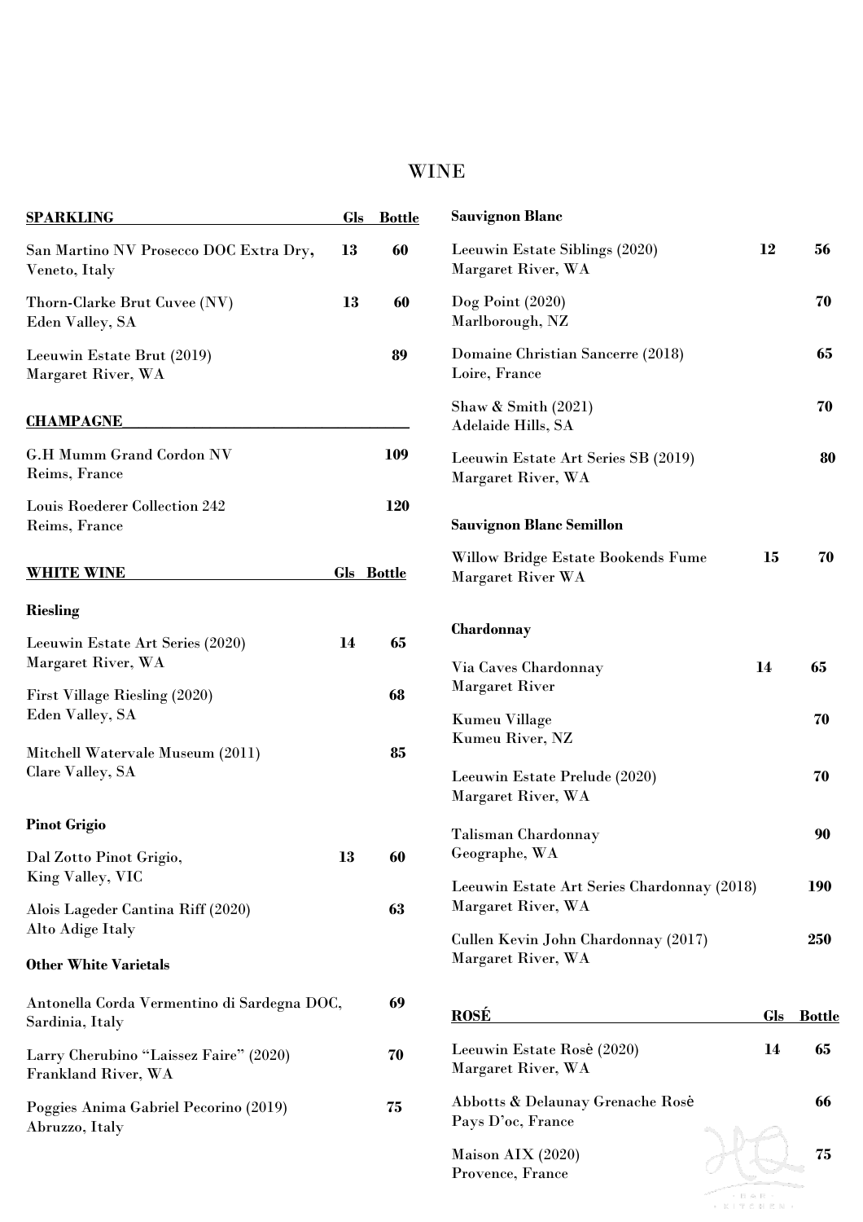# WINE

## SPARKLING

| SPARKLING | Gls | Bottle |
|---|---|---|
| San Martino NV Prosecco DOC Extra Dry, Veneto, Italy | 13 | 60 |
| Thorn-Clarke Brut Cuvee (NV) Eden Valley, SA | 13 | 60 |
| Leeuwin Estate Brut (2019) Margaret River, WA | | 89 |

## CHAMPAGNE

| CHAMPAGNE | Bottle |
|---|---|
| G.H Mumm Grand Cordon NV Reims, France | 109 |
| Louis Roederer Collection 242 Reims, France | 120 |

## WHITE WINE

| WHITE WINE | Gls | Bottle |
|---|---|---|
| **Riesling** | | |
| Leeuwin Estate Art Series (2020) Margaret River, WA | 14 | 65 |
| First Village Riesling (2020) Eden Valley, SA | | 68 |
| Mitchell Watervale Museum (2011) Clare Valley, SA | | 85 |
| **Pinot Grigio** | | |
| Dal Zotto Pinot Grigio, King Valley, VIC | 13 | 60 |
| Alois Lageder Cantina Riff (2020) Alto Adige Italy | | 63 |
| **Other White Varietals** | | |
| Antonella Corda Vermentino di Sardegna DOC, Sardinia, Italy | | 69 |
| Larry Cherubino "Laissez Faire" (2020) Frankland River, WA | | 70 |
| Poggies Anima Gabriel Pecorino (2019) Abruzzo, Italy | | 75 |
| **Sauvignon Blanc** | | |
| Leeuwin Estate Siblings (2020) Margaret River, WA | 12 | 56 |
| Dog Point (2020) Marlborough, NZ | | 70 |
| Domaine Christian Sancerre (2018) Loire, France | | 65 |
| Shaw & Smith (2021) Adelaide Hills, SA | | 70 |
| Leeuwin Estate Art Series SB (2019) Margaret River, WA | | 80 |
| **Sauvignon Blanc Semillon** | | |
| Willow Bridge Estate Bookends Fume Margaret River WA | 15 | 70 |
| **Chardonnay** | | |
| Via Caves Chardonnay Margaret River | 14 | 65 |
| Kumeu Village Kumeu River, NZ | | 70 |
| Leeuwin Estate Prelude (2020) Margaret River, WA | | 70 |
| Talisman Chardonnay Geographe, WA | | 90 |
| Leeuwin Estate Art Series Chardonnay (2018) Margaret River, WA | | 190 |
| Cullen Kevin John Chardonnay (2017) Margaret River, WA | | 250 |

## ROSÉ

| ROSÉ | Gls | Bottle |
|---|---|---|
| Leeuwin Estate Rosè (2020) Margaret River, WA | 14 | 65 |
| Abbotts & Delaunay Grenache Rosè Pays D'oc, France | | 66 |
| Maison AIX (2020) Provence, France | | 75 |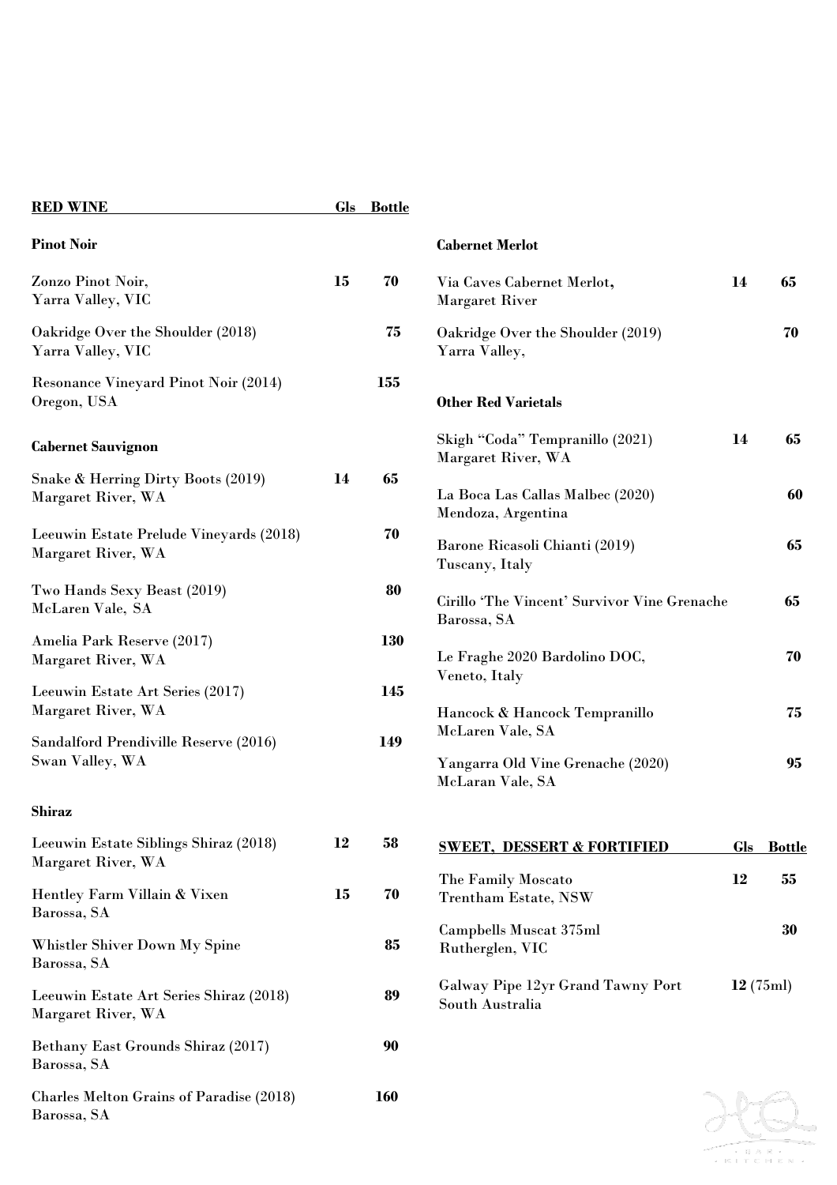## RED WINE

| | Gls | Bottle |
|---|---|---|
| **Pinot Noir** | | |
| Zonzo Pinot Noir, Yarra Valley, VIC | 15 | 70 |
| Oakridge Over the Shoulder (2018) Yarra Valley, VIC | | 75 |
| Resonance Vineyard Pinot Noir (2014) Oregon, USA | | 155 |
| **Cabernet Sauvignon** | | |
| Snake & Herring Dirty Boots (2019) Margaret River, WA | 14 | 65 |
| Leeuwin Estate Prelude Vineyards (2018) Margaret River, WA | | 70 |
| Two Hands Sexy Beast (2019) McLaren Vale, SA | | 80 |
| Amelia Park Reserve (2017) Margaret River, WA | | 130 |
| Leeuwin Estate Art Series (2017) Margaret River, WA | | 145 |
| Sandalford Prendiville Reserve (2016) Swan Valley, WA | | 149 |
| **Shiraz** | | |
| Leeuwin Estate Siblings Shiraz (2018) Margaret River, WA | 12 | 58 |
| Hentley Farm Villain & Vixen Barossa, SA | 15 | 70 |
| Whistler Shiver Down My Spine Barossa, SA | | 85 |
| Leeuwin Estate Art Series Shiraz (2018) Margaret River, WA | | 89 |
| Bethany East Grounds Shiraz (2017) Barossa, SA | | 90 |
| Charles Melton Grains of Paradise (2018) Barossa, SA | | 160 |
| **Cabernet Merlot** | | |
| Via Caves Cabernet Merlot, Margaret River | 14 | 65 |
| Oakridge Over the Shoulder (2019) Yarra Valley, | | 70 |
| **Other Red Varietals** | | |
| Skigh "Coda" Tempranillo (2021) Margaret River, WA | 14 | 65 |
| La Boca Las Callas Malbec (2020) Mendoza, Argentina | | 60 |
| Barone Ricasoli Chianti (2019) Tuscany, Italy | | 65 |
| Cirillo 'The Vincent' Survivor Vine Grenache Barossa, SA | | 65 |
| Le Fraghe 2020 Bardolino DOC, Veneto, Italy | | 70 |
| Hancock & Hancock Tempranillo McLaren Vale, SA | | 75 |
| Yangarra Old Vine Grenache (2020) McLaran Vale, SA | | 95 |

## SWEET, DESSERT & FORTIFIED

| | Gls | Bottle |
|---|---|---|
| The Family Moscato Trentham Estate, NSW | 12 | 55 |
| Campbells Muscat 375ml Rutherglen, VIC | | 30 |
| Galway Pipe 12yr Grand Tawny Port South Australia | 12 (75ml) | |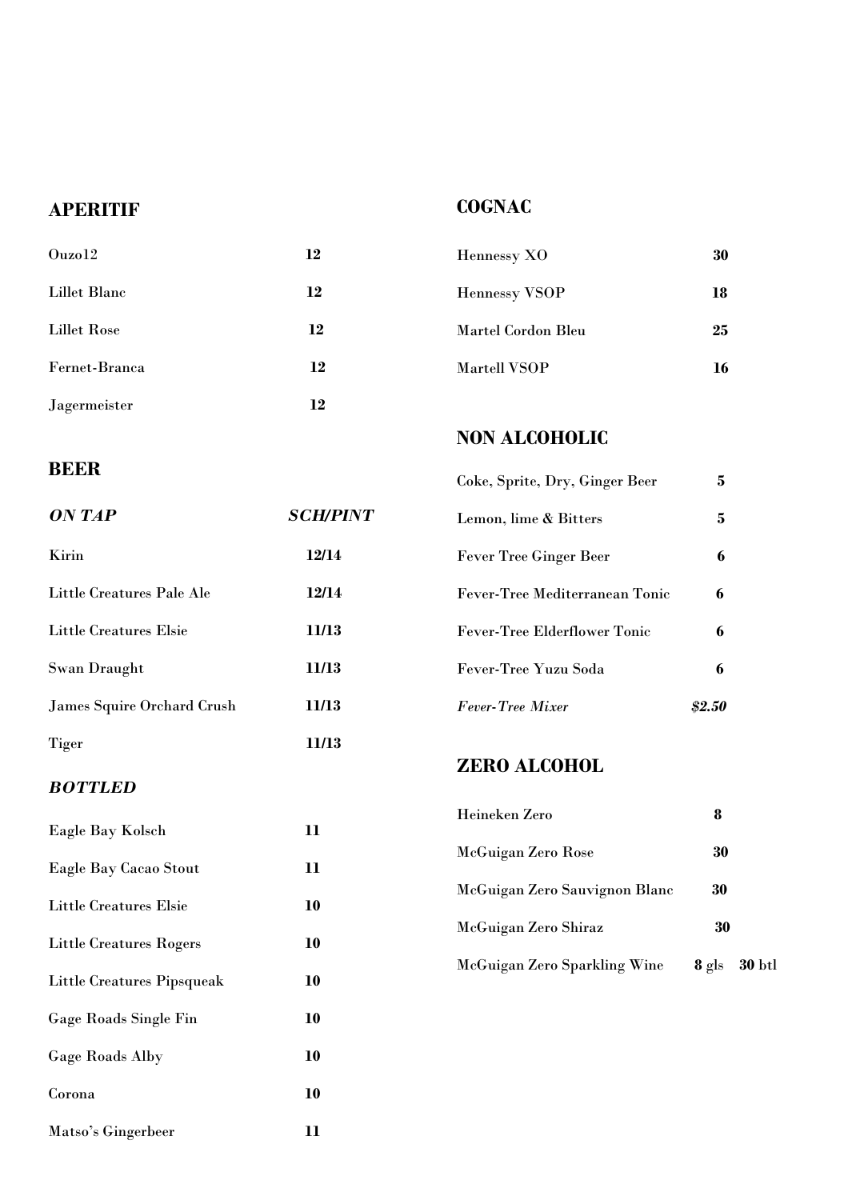## APERITIF

| | |
|---|---|
| Ouzo12 | **12** |
| Lillet Blanc | **12** |
| Lillet Rose | **12** |
| Fernet-Branca | **12** |
| Jagermeister | **12** |

## BEER

| ***ON TAP*** | ***SCH/PINT*** |
|---|---|
| Kirin | **12/14** |
| Little Creatures Pale Ale | **12/14** |
| Little Creatures Elsie | **11/13** |
| Swan Draught | **11/13** |
| James Squire Orchard Crush | **11/13** |
| Tiger | **11/13** |

***BOTTLED***

| | |
|---|---|
| Eagle Bay Kolsch | **11** |
| Eagle Bay Cacao Stout | **11** |
| Little Creatures Elsie | **10** |
| Little Creatures Rogers | **10** |
| Little Creatures Pipsqueak | **10** |
| Gage Roads Single Fin | **10** |
| Gage Roads Alby | **10** |
| Corona | **10** |
| Matso's Gingerbeer | **11** |

## COGNAC

| | |
|---|---|
| Hennessy XO | **30** |
| Hennessy VSOP | **18** |
| Martel Cordon Bleu | **25** |
| Martell VSOP | **16** |

## NON ALCOHOLIC

| | |
|---|---|
| Coke, Sprite, Dry, Ginger Beer | **5** |
| Lemon, lime & Bitters | **5** |
| Fever Tree Ginger Beer | **6** |
| Fever-Tree Mediterranean Tonic | **6** |
| Fever-Tree Elderflower Tonic | **6** |
| Fever-Tree Yuzu Soda | **6** |
| *Fever-Tree Mixer* | ***$2.50*** |

## ZERO ALCOHOL

| | |
|---|---|
| Heineken Zero | **8** |
| McGuigan Zero Rose | **30** |
| McGuigan Zero Sauvignon Blanc | **30** |
| McGuigan Zero Shiraz | **30** |
| McGuigan Zero Sparkling Wine | **8** gls **30** btl |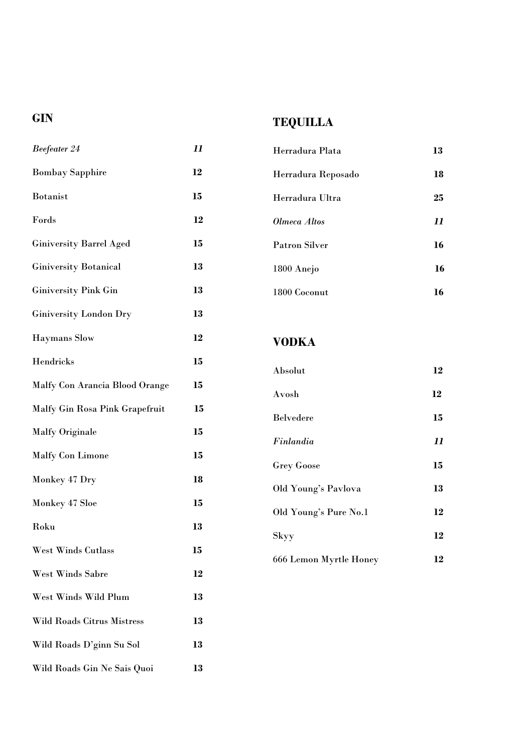## GIN

| Item | Price |
| --- | --- |
| *Beefeater 24* | ***11*** |
| Bombay Sapphire | **12** |
| Botanist | **15** |
| Fords | **12** |
| Giniversity Barrel Aged | **15** |
| Giniversity Botanical | **13** |
| Giniversity Pink Gin | **13** |
| Giniversity London Dry | **13** |
| Haymans Slow | **12** |
| Hendricks | **15** |
| Malfy Con Arancia Blood Orange | **15** |
| Malfy Gin Rosa Pink Grapefruit | **15** |
| Malfy Originale | **15** |
| Malfy Con Limone | **15** |
| Monkey 47 Dry | **18** |
| Monkey 47 Sloe | **15** |
| Roku | **13** |
| West Winds Cutlass | **15** |
| West Winds Sabre | **12** |
| West Winds Wild Plum | **13** |
| Wild Roads Citrus Mistress | **13** |
| Wild Roads D'ginn Su Sol | **13** |
| Wild Roads Gin Ne Sais Quoi | **13** |

## TEQUILLA

| Item | Price |
| --- | --- |
| Herradura Plata | **13** |
| Herradura Reposado | **18** |
| Herradura Ultra | **25** |
| *Olmeca Altos* | ***11*** |
| Patron Silver | **16** |
| 1800 Anejo | **16** |
| 1800 Coconut | **16** |

## VODKA

| Item | Price |
| --- | --- |
| Absolut | **12** |
| Avosh | **12** |
| Belvedere | **15** |
| *Finlandia* | ***11*** |
| Grey Goose | **15** |
| Old Young's Pavlova | **13** |
| Old Young's Pure No.1 | **12** |
| Skyy | **12** |
| 666 Lemon Myrtle Honey | **12** |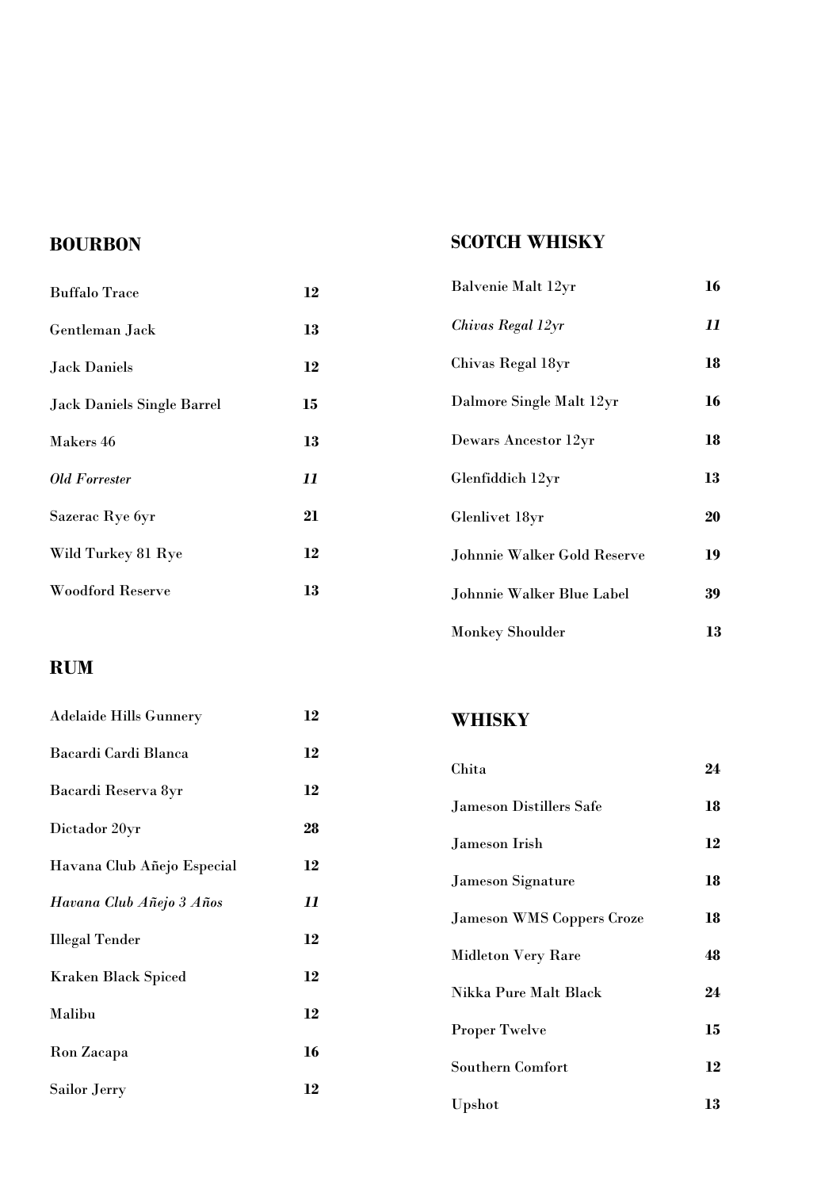## BOURBON

| | |
|---|---|
| Buffalo Trace | **12** |
| Gentleman Jack | **13** |
| Jack Daniels | **12** |
| Jack Daniels Single Barrel | **15** |
| Makers 46 | **13** |
| *Old Forrester* | ***11*** |
| Sazerac Rye 6yr | **21** |
| Wild Turkey 81 Rye | **12** |
| Woodford Reserve | **13** |

## RUM

| | |
|---|---|
| Adelaide Hills Gunnery | **12** |
| Bacardi Cardi Blanca | **12** |
| Bacardi Reserva 8yr | **12** |
| Dictador 20yr | **28** |
| Havana Club Añejo Especial | **12** |
| *Havana Club Añejo 3 Años* | ***11*** |
| Illegal Tender | **12** |
| Kraken Black Spiced | **12** |
| Malibu | **12** |
| Ron Zacapa | **16** |
| Sailor Jerry | **12** |

## SCOTCH WHISKY

| | |
|---|---|
| Balvenie Malt 12yr | **16** |
| *Chivas Regal 12yr* | ***11*** |
| Chivas Regal 18yr | **18** |
| Dalmore Single Malt 12yr | **16** |
| Dewars Ancestor 12yr | **18** |
| Glenfiddich 12yr | **13** |
| Glenlivet 18yr | **20** |
| Johnnie Walker Gold Reserve | **19** |
| Johnnie Walker Blue Label | **39** |
| Monkey Shoulder | **13** |

## WHISKY

| | |
|---|---|
| Chita | **24** |
| Jameson Distillers Safe | **18** |
| Jameson Irish | **12** |
| Jameson Signature | **18** |
| Jameson WMS Coppers Croze | **18** |
| Midleton Very Rare | **48** |
| Nikka Pure Malt Black | **24** |
| Proper Twelve | **15** |
| Southern Comfort | **12** |
| Upshot | **13** |